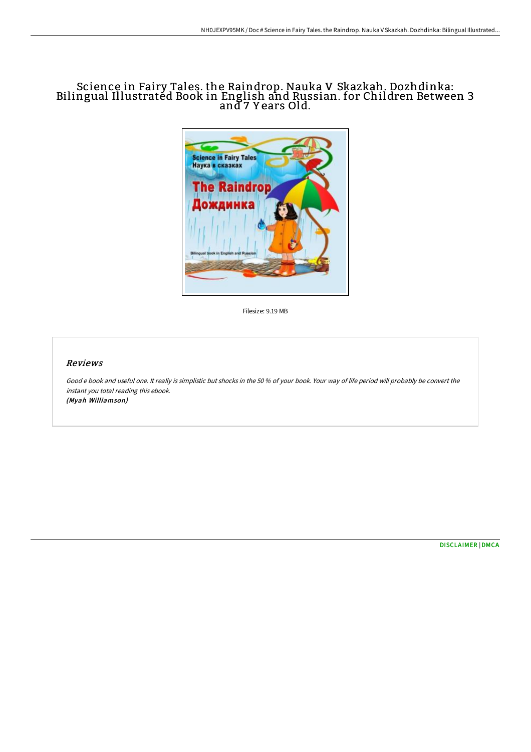# Science in Fairy Tales. the Raindrop. Nauka V Skazkah. Dozhdinka: Bilingual Illustrated Book in English and Russian. for Children Between 3 and 7 Years Old.

Filesize: 9.19 MB

## Reviews

*Good e book and useful one. It really is simplistic but shocks in the 50 % of your book. Your way of life period will probably be convert the instant you total reading this ebook.*
***(Myah Williamson)***

DISCLAIMER | DMCA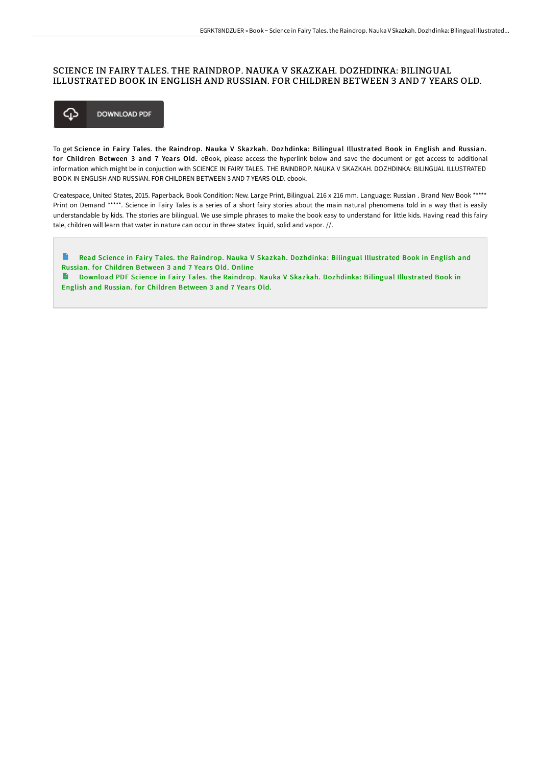# SCIENCE IN FAIRY TALES. THE RAINDROP. NAUKA V SKAZKAH. DOZHDINKA: BILINGUAL ILLUSTRATED BOOK IN ENGLISH AND RUSSIAN. FOR CHILDREN BETWEEN 3 AND 7 YEARS OLD.

DOWNLOAD PDF

To get **Science in Fairy Tales. the Raindrop. Nauka V Skazkah. Dozhdinka: Bilingual Illustrated Book in English and Russian. for Children Between 3 and 7 Years Old.** eBook, please access the hyperlink below and save the document or get access to additional information which might be in conjuction with SCIENCE IN FAIRY TALES. THE RAINDROP. NAUKA V SKAZKAH. DOZHDINKA: BILINGUAL ILLUSTRATED BOOK IN ENGLISH AND RUSSIAN. FOR CHILDREN BETWEEN 3 AND 7 YEARS OLD. ebook.

Createspace, United States, 2015. Paperback. Book Condition: New. Large Print, Bilingual. 216 x 216 mm. Language: Russian . Brand New Book ***** Print on Demand *****. Science in Fairy Tales is a series of a short fairy stories about the main natural phenomena told in a way that is easily understandable by kids. The stories are bilingual. We use simple phrases to make the book easy to understand for little kids. Having read this fairy tale, children will learn that water in nature can occur in three states: liquid, solid and vapor. //.

Read Science in Fairy Tales. the Raindrop. Nauka V Skazkah. Dozhdinka: Bilingual Illustrated Book in English and Russian. for Children Between 3 and 7 Years Old. Online

Download PDF Science in Fairy Tales. the Raindrop. Nauka V Skazkah. Dozhdinka: Bilingual Illustrated Book in English and Russian. for Children Between 3 and 7 Years Old.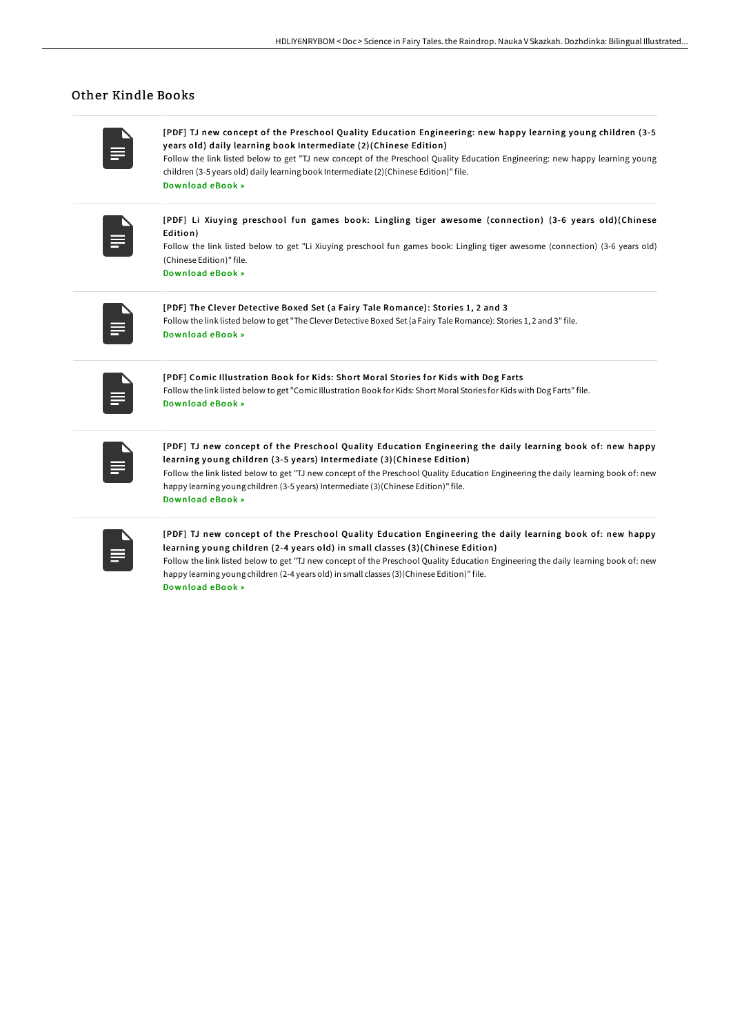## Other Kindle Books

**[PDF] TJ new concept of the Preschool Quality Education Engineering: new happy learning young children (3-5 years old) daily learning book Intermediate (2)(Chinese Edition)**

Follow the link listed below to get "TJ new concept of the Preschool Quality Education Engineering: new happy learning young children (3-5 years old) daily learning book Intermediate (2)(Chinese Edition)" file.

Download eBook »

**[PDF] Li Xiuying preschool fun games book: Lingling tiger awesome (connection) (3-6 years old)(Chinese Edition)**

Follow the link listed below to get "Li Xiuying preschool fun games book: Lingling tiger awesome (connection) (3-6 years old)(Chinese Edition)" file.

Download eBook »

**[PDF] The Clever Detective Boxed Set (a Fairy Tale Romance): Stories 1, 2 and 3**

Follow the link listed below to get "The Clever Detective Boxed Set (a Fairy Tale Romance): Stories 1, 2 and 3" file.

Download eBook »

**[PDF] Comic Illustration Book for Kids: Short Moral Stories for Kids with Dog Farts**

Follow the link listed below to get "Comic Illustration Book for Kids: Short Moral Stories for Kids with Dog Farts" file.

Download eBook »

**[PDF] TJ new concept of the Preschool Quality Education Engineering the daily learning book of: new happy learning young children (3-5 years) Intermediate (3)(Chinese Edition)**

Follow the link listed below to get "TJ new concept of the Preschool Quality Education Engineering the daily learning book of: new happy learning young children (3-5 years) Intermediate (3)(Chinese Edition)" file.

Download eBook »

**[PDF] TJ new concept of the Preschool Quality Education Engineering the daily learning book of: new happy learning young children (2-4 years old) in small classes (3)(Chinese Edition)**

Follow the link listed below to get "TJ new concept of the Preschool Quality Education Engineering the daily learning book of: new happy learning young children (2-4 years old) in small classes (3)(Chinese Edition)" file.

Download eBook »